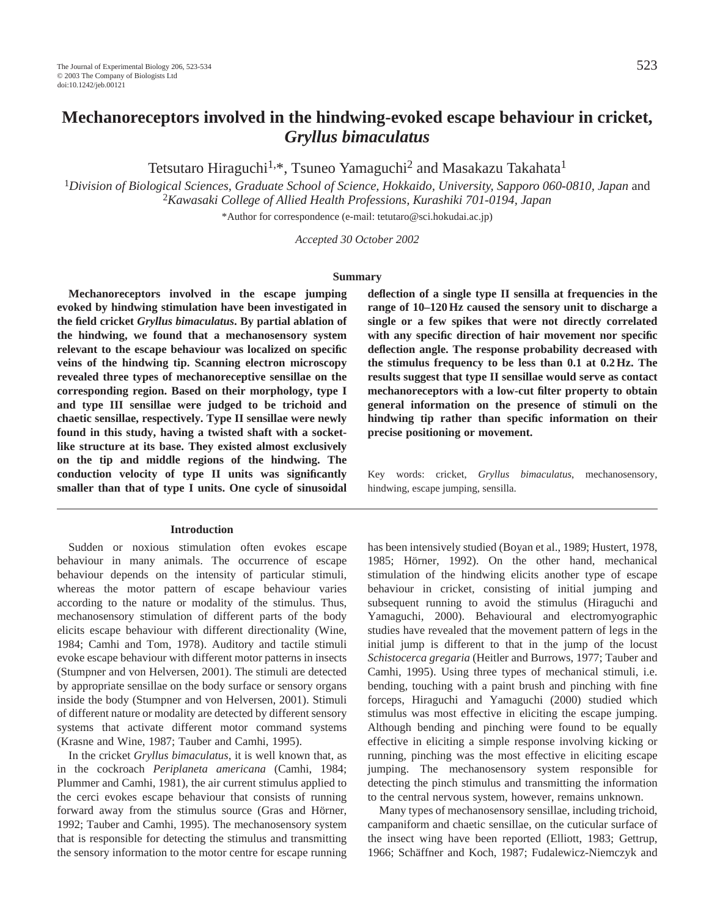# Mechanoreceptors involved in the hindwing-evoked escape behaviour in cricket, *Gryllus bimaculatus*

Tetsutaro Hiraguchi[1,*], Tsuneo Yamaguchi[2] and Masakazu Takahata[1]

[1]*Division of Biological Sciences, Graduate School of Science, Hokkaido, University, Sapporo 060-0810, Japan* and [2]*Kawasaki College of Allied Health Professions, Kurashiki 701-0194, Japan*

*Author for correspondence (e-mail: tetutaro@sci.hokudai.ac.jp)

*Accepted 30 October 2002*

## Summary

**Mechanoreceptors involved in the escape jumping evoked by hindwing stimulation have been investigated in the field cricket *Gryllus bimaculatus*. By partial ablation of the hindwing, we found that a mechanosensory system relevant to the escape behaviour was localized on specific veins of the hindwing tip. Scanning electron microscopy revealed three types of mechanoreceptive sensillae on the corresponding region. Based on their morphology, type I and type III sensillae were judged to be trichoid and chaetic sensillae, respectively. Type II sensillae were newly found in this study, having a twisted shaft with a socket-like structure at its base. They existed almost exclusively on the tip and middle regions of the hindwing. The conduction velocity of type II units was significantly smaller than that of type I units. One cycle of sinusoidal deflection of a single type II sensilla at frequencies in the range of 10–120 Hz caused the sensory unit to discharge a single or a few spikes that were not directly correlated with any specific direction of hair movement nor specific deflection angle. The response probability decreased with the stimulus frequency to be less than 0.1 at 0.2 Hz. The results suggest that type II sensillae would serve as contact mechanoreceptors with a low-cut filter property to obtain general information on the presence of stimuli on the hindwing tip rather than specific information on their precise positioning or movement.**

Key words: cricket, *Gryllus bimaculatus*, mechanosensory, hindwing, escape jumping, sensilla.

## Introduction

Sudden or noxious stimulation often evokes escape behaviour in many animals. The occurrence of escape behaviour depends on the intensity of particular stimuli, whereas the motor pattern of escape behaviour varies according to the nature or modality of the stimulus. Thus, mechanosensory stimulation of different parts of the body elicits escape behaviour with different directionality (Wine, 1984; Camhi and Tom, 1978). Auditory and tactile stimuli evoke escape behaviour with different motor patterns in insects (Stumpner and von Helversen, 2001). The stimuli are detected by appropriate sensillae on the body surface or sensory organs inside the body (Stumpner and von Helversen, 2001). Stimuli of different nature or modality are detected by different sensory systems that activate different motor command systems (Krasne and Wine, 1987; Tauber and Camhi, 1995).

In the cricket *Gryllus bimaculatus*, it is well known that, as in the cockroach *Periplaneta americana* (Camhi, 1984; Plummer and Camhi, 1981), the air current stimulus applied to the cerci evokes escape behaviour that consists of running forward away from the stimulus source (Gras and Hörner, 1992; Tauber and Camhi, 1995). The mechanosensory system that is responsible for detecting the stimulus and transmitting the sensory information to the motor centre for escape running has been intensively studied (Boyan et al., 1989; Hustert, 1978, 1985; Hörner, 1992). On the other hand, mechanical stimulation of the hindwing elicits another type of escape behaviour in cricket, consisting of initial jumping and subsequent running to avoid the stimulus (Hiraguchi and Yamaguchi, 2000). Behavioural and electromyographic studies have revealed that the movement pattern of legs in the initial jump is different to that in the jump of the locust *Schistocerca gregaria* (Heitler and Burrows, 1977; Tauber and Camhi, 1995). Using three types of mechanical stimuli, i.e. bending, touching with a paint brush and pinching with fine forceps, Hiraguchi and Yamaguchi (2000) studied which stimulus was most effective in eliciting the escape jumping. Although bending and pinching were found to be equally effective in eliciting a simple response involving kicking or running, pinching was the most effective in eliciting escape jumping. The mechanosensory system responsible for detecting the pinch stimulus and transmitting the information to the central nervous system, however, remains unknown.

Many types of mechanosensory sensillae, including trichoid, campaniform and chaetic sensillae, on the cuticular surface of the insect wing have been reported (Elliott, 1983; Gettrup, 1966; Schäffner and Koch, 1987; Fudalewicz-Niemczyk and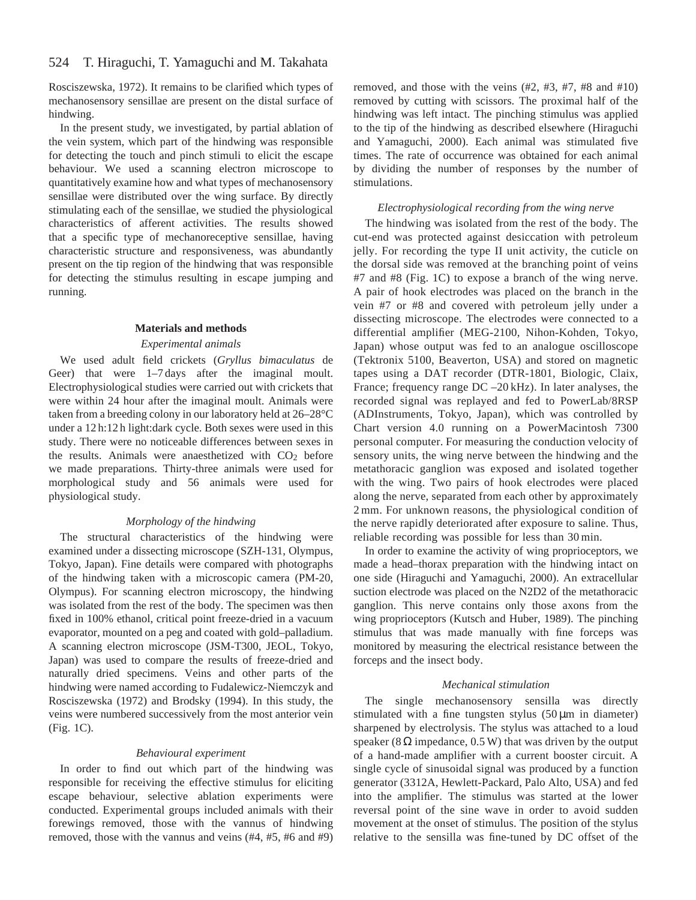Rosciszewska, 1972). It remains to be clarified which types of mechanosensory sensillae are present on the distal surface of hindwing.

In the present study, we investigated, by partial ablation of the vein system, which part of the hindwing was responsible for detecting the touch and pinch stimuli to elicit the escape behaviour. We used a scanning electron microscope to quantitatively examine how and what types of mechanosensory sensillae were distributed over the wing surface. By directly stimulating each of the sensillae, we studied the physiological characteristics of afferent activities. The results showed that a specific type of mechanoreceptive sensillae, having characteristic structure and responsiveness, was abundantly present on the tip region of the hindwing that was responsible for detecting the stimulus resulting in escape jumping and running.

## Materials and methods

### *Experimental animals*

We used adult field crickets (*Gryllus bimaculatus* de Geer) that were 1–7 days after the imaginal moult. Electrophysiological studies were carried out with crickets that were within 24 hour after the imaginal moult. Animals were taken from a breeding colony in our laboratory held at 26–28°C under a 12 h:12 h light:dark cycle. Both sexes were used in this study. There were no noticeable differences between sexes in the results. Animals were anaesthetized with $CO_2$ before we made preparations. Thirty-three animals were used for morphological study and 56 animals were used for physiological study.

### *Morphology of the hindwing*

The structural characteristics of the hindwing were examined under a dissecting microscope (SZH-131, Olympus, Tokyo, Japan). Fine details were compared with photographs of the hindwing taken with a microscopic camera (PM-20, Olympus). For scanning electron microscopy, the hindwing was isolated from the rest of the body. The specimen was then fixed in 100% ethanol, critical point freeze-dried in a vacuum evaporator, mounted on a peg and coated with gold–palladium. A scanning electron microscope (JSM-T300, JEOL, Tokyo, Japan) was used to compare the results of freeze-dried and naturally dried specimens. Veins and other parts of the hindwing were named according to Fudalewicz-Niemczyk and Rosciszewska (1972) and Brodsky (1994). In this study, the veins were numbered successively from the most anterior vein (Fig. 1C).

### *Behavioural experiment*

In order to find out which part of the hindwing was responsible for receiving the effective stimulus for eliciting escape behaviour, selective ablation experiments were conducted. Experimental groups included animals with their forewings removed, those with the vannus of hindwing removed, those with the vannus and veins (#4, #5, #6 and #9) removed, and those with the veins (#2, #3, #7, #8 and #10) removed by cutting with scissors. The proximal half of the hindwing was left intact. The pinching stimulus was applied to the tip of the hindwing as described elsewhere (Hiraguchi and Yamaguchi, 2000). Each animal was stimulated five times. The rate of occurrence was obtained for each animal by dividing the number of responses by the number of stimulations.

### *Electrophysiological recording from the wing nerve*

The hindwing was isolated from the rest of the body. The cut-end was protected against desiccation with petroleum jelly. For recording the type II unit activity, the cuticle on the dorsal side was removed at the branching point of veins #7 and #8 (Fig. 1C) to expose a branch of the wing nerve. A pair of hook electrodes was placed on the branch in the vein #7 or #8 and covered with petroleum jelly under a dissecting microscope. The electrodes were connected to a differential amplifier (MEG-2100, Nihon-Kohden, Tokyo, Japan) whose output was fed to an analogue oscilloscope (Tektronix 5100, Beaverton, USA) and stored on magnetic tapes using a DAT recorder (DTR-1801, Biologic, Claix, France; frequency range DC –20 kHz). In later analyses, the recorded signal was replayed and fed to PowerLab/8RSP (ADInstruments, Tokyo, Japan), which was controlled by Chart version 4.0 running on a PowerMacintosh 7300 personal computer. For measuring the conduction velocity of sensory units, the wing nerve between the hindwing and the metathoracic ganglion was exposed and isolated together with the wing. Two pairs of hook electrodes were placed along the nerve, separated from each other by approximately 2 mm. For unknown reasons, the physiological condition of the nerve rapidly deteriorated after exposure to saline. Thus, reliable recording was possible for less than 30 min.

In order to examine the activity of wing proprioceptors, we made a head–thorax preparation with the hindwing intact on one side (Hiraguchi and Yamaguchi, 2000). An extracellular suction electrode was placed on the N2D2 of the metathoracic ganglion. This nerve contains only those axons from the wing proprioceptors (Kutsch and Huber, 1989). The pinching stimulus that was made manually with fine forceps was monitored by measuring the electrical resistance between the forceps and the insect body.

### *Mechanical stimulation*

The single mechanosensory sensilla was directly stimulated with a fine tungsten stylus (50 μm in diameter) sharpened by electrolysis. The stylus was attached to a loud speaker (8 Ω impedance, 0.5 W) that was driven by the output of a hand-made amplifier with a current booster circuit. A single cycle of sinusoidal signal was produced by a function generator (3312A, Hewlett-Packard, Palo Alto, USA) and fed into the amplifier. The stimulus was started at the lower reversal point of the sine wave in order to avoid sudden movement at the onset of stimulus. The position of the stylus relative to the sensilla was fine-tuned by DC offset of the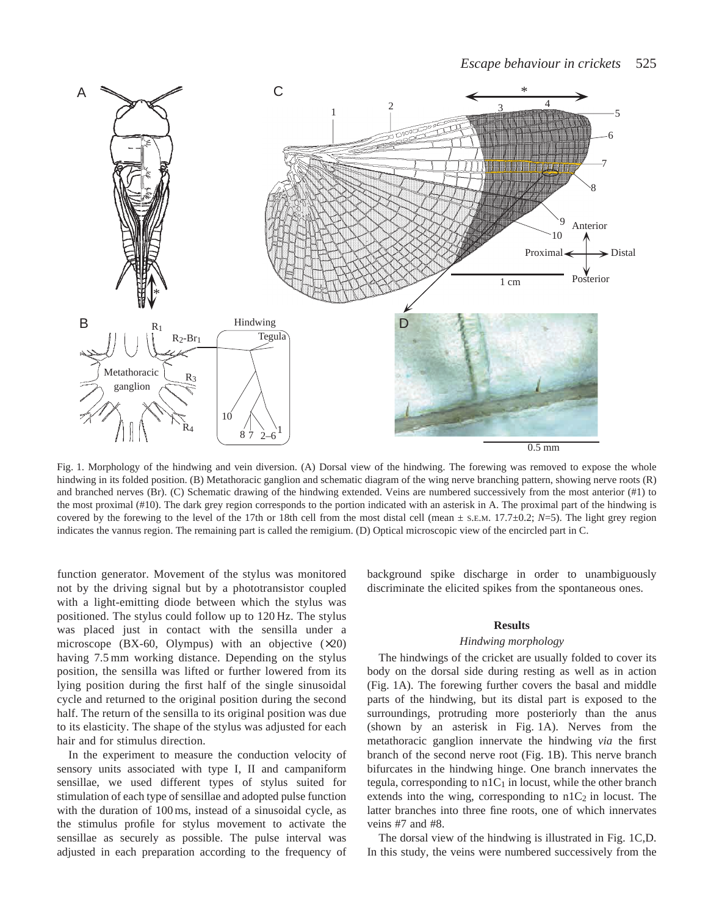Fig. 1. Morphology of the hindwing and vein diversion. (A) Dorsal view of the hindwing. The forewing was removed to expose the whole hindwing in its folded position. (B) Metathoracic ganglion and schematic diagram of the wing nerve branching pattern, showing nerve roots (R) and branched nerves (Br). (C) Schematic drawing of the hindwing extended. Veins are numbered successively from the most anterior (#1) to the most proximal (#10). The dark grey region corresponds to the portion indicated with an asterisk in A. The proximal part of the hindwing is covered by the forewing to the level of the 17th or 18th cell from the most distal cell (mean ± S.E.M. 17.7±0.2; $N$=5). The light grey region indicates the vannus region. The remaining part is called the remigium. (D) Optical microscopic view of the encircled part in C.

function generator. Movement of the stylus was monitored not by the driving signal but by a phototransistor coupled with a light-emitting diode between which the stylus was positioned. The stylus could follow up to 120 Hz. The stylus was placed just in contact with the sensilla under a microscope (BX-60, Olympus) with an objective (×20) having 7.5 mm working distance. Depending on the stylus position, the sensilla was lifted or further lowered from its lying position during the first half of the single sinusoidal cycle and returned to the original position during the second half. The return of the sensilla to its original position was due to its elasticity. The shape of the stylus was adjusted for each hair and for stimulus direction.

In the experiment to measure the conduction velocity of sensory units associated with type I, II and campaniform sensillae, we used different types of stylus suited for stimulation of each type of sensillae and adopted pulse function with the duration of 100 ms, instead of a sinusoidal cycle, as the stimulus profile for stylus movement to activate the sensillae as securely as possible. The pulse interval was adjusted in each preparation according to the frequency of background spike discharge in order to unambiguously discriminate the elicited spikes from the spontaneous ones.

## Results

### *Hindwing morphology*

The hindwings of the cricket are usually folded to cover its body on the dorsal side during resting as well as in action (Fig. 1A). The forewing further covers the basal and middle parts of the hindwing, but its distal part is exposed to the surroundings, protruding more posteriorly than the anus (shown by an asterisk in Fig. 1A). Nerves from the metathoracic ganglion innervate the hindwing *via* the first branch of the second nerve root (Fig. 1B). This nerve branch bifurcates in the hindwing hinge. One branch innervates the tegula, corresponding to $n1C_1$ in locust, while the other branch extends into the wing, corresponding to $n1C_2$ in locust. The latter branches into three fine roots, one of which innervates veins #7 and #8.

The dorsal view of the hindwing is illustrated in Fig. 1C,D. In this study, the veins were numbered successively from the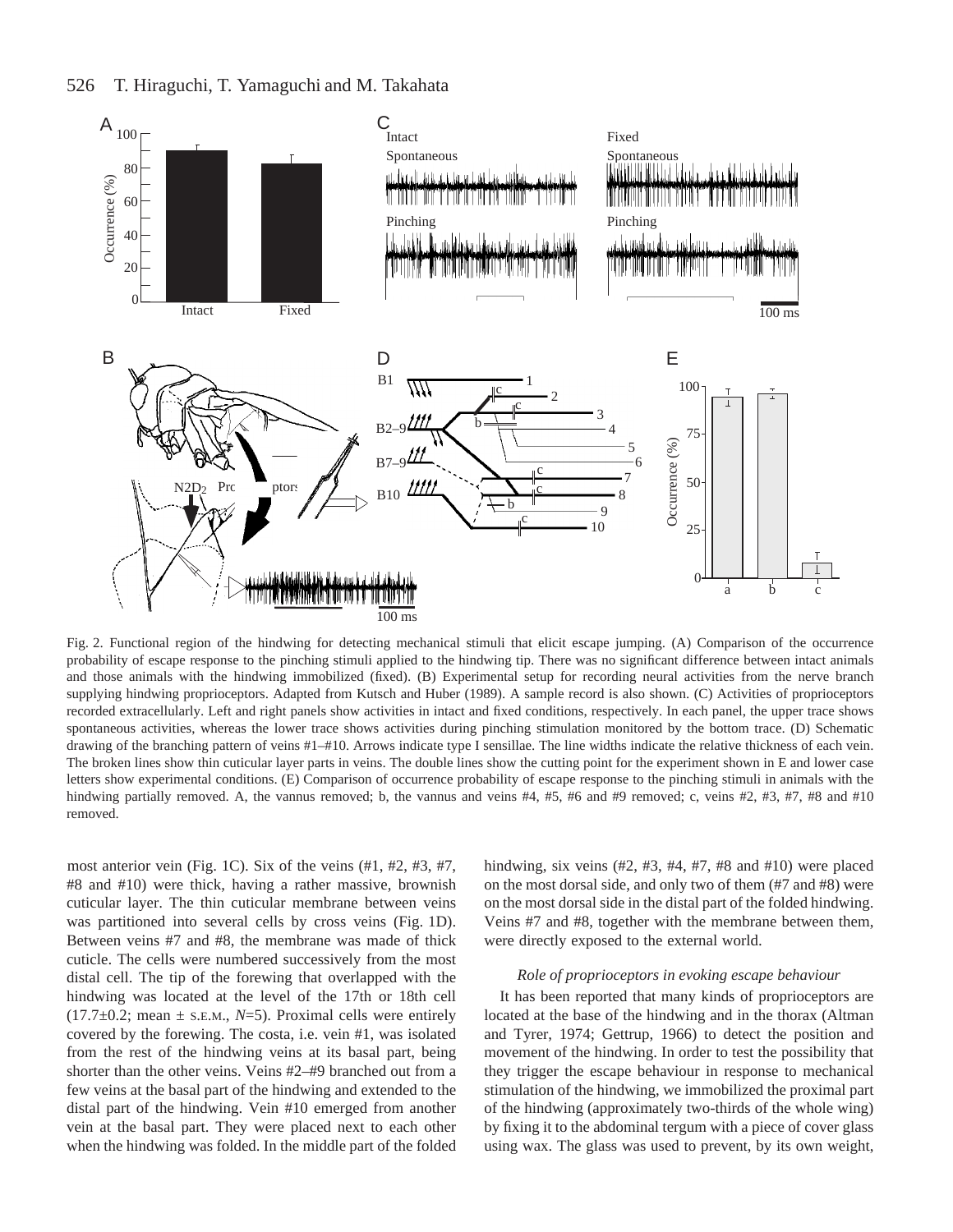Fig. 2. Functional region of the hindwing for detecting mechanical stimuli that elicit escape jumping. (A) Comparison of the occurrence probability of escape response to the pinching stimuli applied to the hindwing tip. There was no significant difference between intact animals and those animals with the hindwing immobilized (fixed). (B) Experimental setup for recording neural activities from the nerve branch supplying hindwing proprioceptors. Adapted from Kutsch and Huber (1989). A sample record is also shown. (C) Activities of proprioceptors recorded extracellularly. Left and right panels show activities in intact and fixed conditions, respectively. In each panel, the upper trace shows spontaneous activities, whereas the lower trace shows activities during pinching stimulation monitored by the bottom trace. (D) Schematic drawing of the branching pattern of veins #1–#10. Arrows indicate type I sensillae. The line widths indicate the relative thickness of each vein. The broken lines show thin cuticular layer parts in veins. The double lines show the cutting point for the experiment shown in E and lower case letters show experimental conditions. (E) Comparison of occurrence probability of escape response to the pinching stimuli in animals with the hindwing partially removed. A, the vannus removed; b, the vannus and veins #4, #5, #6 and #9 removed; c, veins #2, #3, #7, #8 and #10 removed.

most anterior vein (Fig. 1C). Six of the veins (#1, #2, #3, #7, #8 and #10) were thick, having a rather massive, brownish cuticular layer. The thin cuticular membrane between veins was partitioned into several cells by cross veins (Fig. 1D). Between veins #7 and #8, the membrane was made of thick cuticle. The cells were numbered successively from the most distal cell. The tip of the forewing that overlapped with the hindwing was located at the level of the 17th or 18th cell (17.7±0.2; mean ± S.E.M., *N*=5). Proximal cells were entirely covered by the forewing. The costa, i.e. vein #1, was isolated from the rest of the hindwing veins at its basal part, being shorter than the other veins. Veins #2–#9 branched out from a few veins at the basal part of the hindwing and extended to the distal part of the hindwing. Vein #10 emerged from another vein at the basal part. They were placed next to each other when the hindwing was folded. In the middle part of the folded hindwing, six veins (#2, #3, #4, #7, #8 and #10) were placed on the most dorsal side, and only two of them (#7 and #8) were on the most dorsal side in the distal part of the folded hindwing. Veins #7 and #8, together with the membrane between them, were directly exposed to the external world.

### *Role of proprioceptors in evoking escape behaviour*

It has been reported that many kinds of proprioceptors are located at the base of the hindwing and in the thorax (Altman and Tyrer, 1974; Gettrup, 1966) to detect the position and movement of the hindwing. In order to test the possibility that they trigger the escape behaviour in response to mechanical stimulation of the hindwing, we immobilized the proximal part of the hindwing (approximately two-thirds of the whole wing) by fixing it to the abdominal tergum with a piece of cover glass using wax. The glass was used to prevent, by its own weight,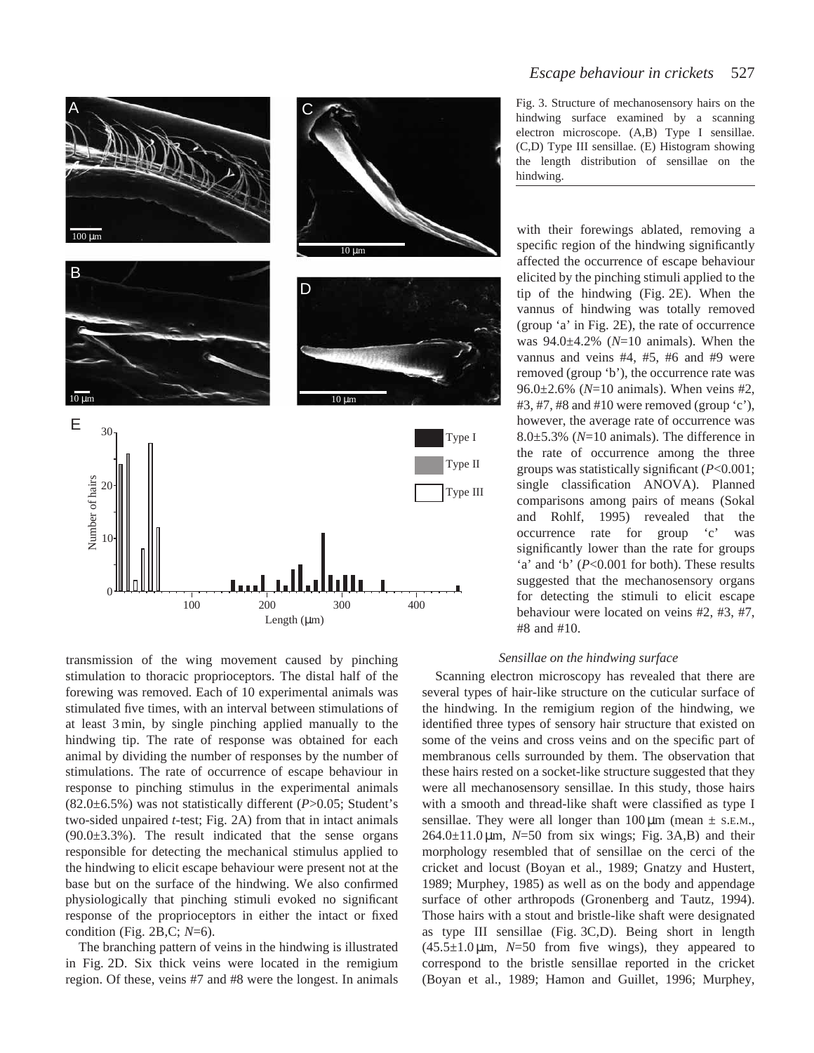Fig. 3. Structure of mechanosensory hairs on the hindwing surface examined by a scanning electron microscope. (A,B) Type I sensillae. (C,D) Type III sensillae. (E) Histogram showing the length distribution of sensillae on the hindwing.

transmission of the wing movement caused by pinching stimulation to thoracic proprioceptors. The distal half of the forewing was removed. Each of 10 experimental animals was stimulated five times, with an interval between stimulations of at least 3 min, by single pinching applied manually to the hindwing tip. The rate of response was obtained for each animal by dividing the number of responses by the number of stimulations. The rate of occurrence of escape behaviour in response to pinching stimulus in the experimental animals (82.0±6.5%) was not statistically different ($P$>0.05; Student's two-sided unpaired $t$-test; Fig. 2A) from that in intact animals (90.0±3.3%). The result indicated that the sense organs responsible for detecting the mechanical stimulus applied to the hindwing to elicit escape behaviour were present not at the base but on the surface of the hindwing. We also confirmed physiologically that pinching stimuli evoked no significant response of the proprioceptors in either the intact or fixed condition (Fig. 2B,C; $N$=6).

The branching pattern of veins in the hindwing is illustrated in Fig. 2D. Six thick veins were located in the remigium region. Of these, veins #7 and #8 were the longest. In animals with their forewings ablated, removing a specific region of the hindwing significantly affected the occurrence of escape behaviour elicited by the pinching stimuli applied to the tip of the hindwing (Fig. 2E). When the vannus of hindwing was totally removed (group 'a' in Fig. 2E), the rate of occurrence was 94.0±4.2% ($N$=10 animals). When the vannus and veins #4, #5, #6 and #9 were removed (group 'b'), the occurrence rate was 96.0±2.6% ($N$=10 animals). When veins #2, #3, #7, #8 and #10 were removed (group 'c'), however, the average rate of occurrence was 8.0±5.3% ($N$=10 animals). The difference in the rate of occurrence among the three groups was statistically significant ($P$<0.001; single classification ANOVA). Planned comparisons among pairs of means (Sokal and Rohlf, 1995) revealed that the occurrence rate for group 'c' was significantly lower than the rate for groups 'a' and 'b' ($P$<0.001 for both). These results suggested that the mechanosensory organs for detecting the stimuli to elicit escape behaviour were located on veins #2, #3, #7, #8 and #10.

### *Sensillae on the hindwing surface*

Scanning electron microscopy has revealed that there are several types of hair-like structure on the cuticular surface of the hindwing. In the remigium region of the hindwing, we identified three types of sensory hair structure that existed on some of the veins and cross veins and on the specific part of membranous cells surrounded by them. The observation that these hairs rested on a socket-like structure suggested that they were all mechanosensory sensillae. In this study, those hairs with a smooth and thread-like shaft were classified as type I sensillae. They were all longer than 100 µm (mean ± S.E.M., 264.0±11.0 µm, $N$=50 from six wings; Fig. 3A,B) and their morphology resembled that of sensillae on the cerci of the cricket and locust (Boyan et al., 1989; Gnatzy and Hustert, 1989; Murphey, 1985) as well as on the body and appendage surface of other arthropods (Gronenberg and Tautz, 1994). Those hairs with a stout and bristle-like shaft were designated as type III sensillae (Fig. 3C,D). Being short in length (45.5±1.0 µm, $N$=50 from five wings), they appeared to correspond to the bristle sensillae reported in the cricket (Boyan et al., 1989; Hamon and Guillet, 1996; Murphey,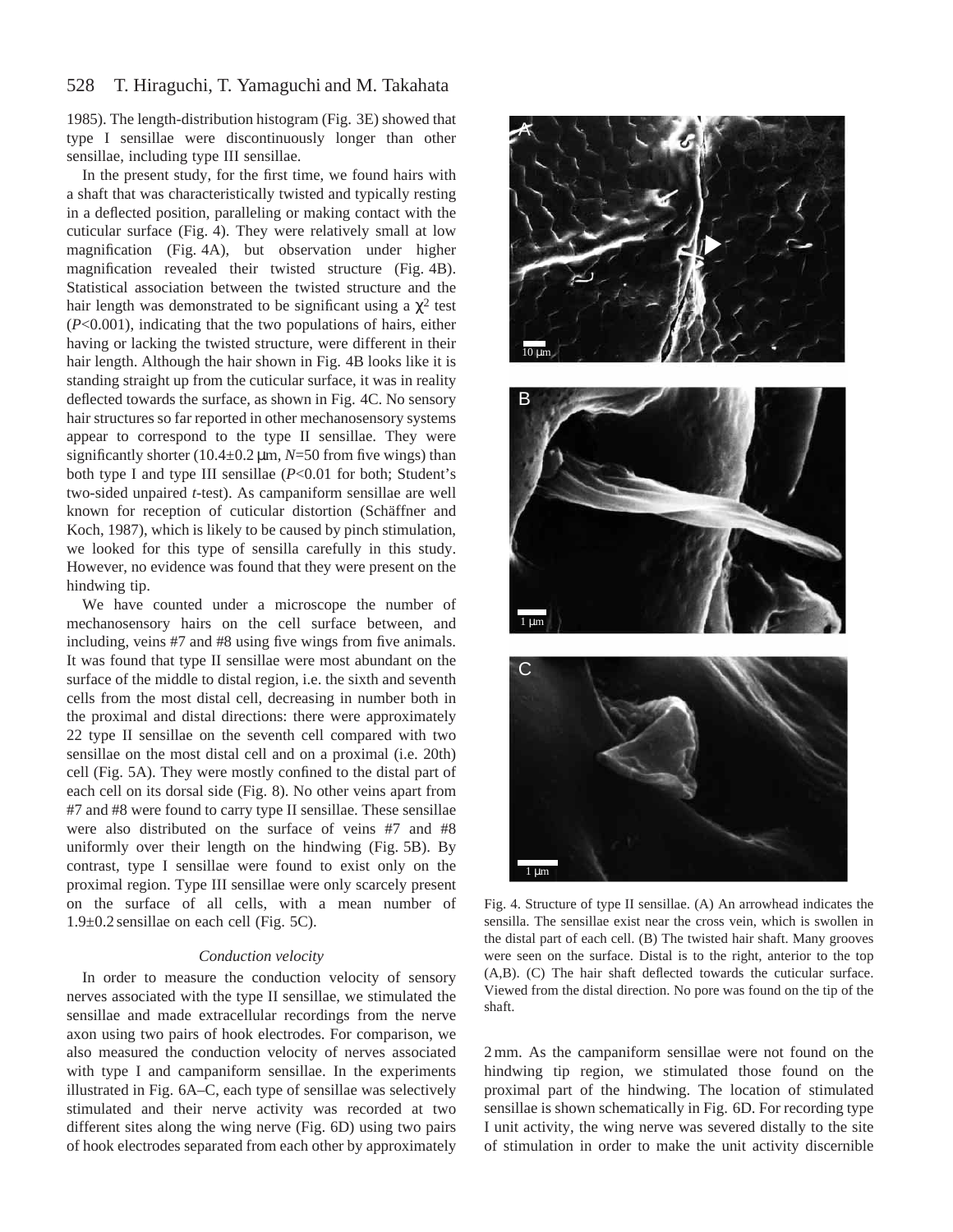1985). The length-distribution histogram (Fig. 3E) showed that type I sensillae were discontinuously longer than other sensillae, including type III sensillae.

In the present study, for the first time, we found hairs with a shaft that was characteristically twisted and typically resting in a deflected position, paralleling or making contact with the cuticular surface (Fig. 4). They were relatively small at low magnification (Fig. 4A), but observation under higher magnification revealed their twisted structure (Fig. 4B). Statistical association between the twisted structure and the hair length was demonstrated to be significant using a $\chi^2$ test ($P$<0.001), indicating that the two populations of hairs, either having or lacking the twisted structure, were different in their hair length. Although the hair shown in Fig. 4B looks like it is standing straight up from the cuticular surface, it was in reality deflected towards the surface, as shown in Fig. 4C. No sensory hair structures so far reported in other mechanosensory systems appear to correspond to the type II sensillae. They were significantly shorter (10.4±0.2 µm, $N$=50 from five wings) than both type I and type III sensillae ($P$<0.01 for both; Student's two-sided unpaired $t$-test). As campaniform sensillae are well known for reception of cuticular distortion (Schäffner and Koch, 1987), which is likely to be caused by pinch stimulation, we looked for this type of sensilla carefully in this study. However, no evidence was found that they were present on the hindwing tip.

We have counted under a microscope the number of mechanosensory hairs on the cell surface between, and including, veins #7 and #8 using five wings from five animals. It was found that type II sensillae were most abundant on the surface of the middle to distal region, i.e. the sixth and seventh cells from the most distal cell, decreasing in number both in the proximal and distal directions: there were approximately 22 type II sensillae on the seventh cell compared with two sensillae on the most distal cell and on a proximal (i.e. 20th) cell (Fig. 5A). They were mostly confined to the distal part of each cell on its dorsal side (Fig. 8). No other veins apart from #7 and #8 were found to carry type II sensillae. These sensillae were also distributed on the surface of veins #7 and #8 uniformly over their length on the hindwing (Fig. 5B). By contrast, type I sensillae were found to exist only on the proximal region. Type III sensillae were only scarcely present on the surface of all cells, with a mean number of 1.9±0.2 sensillae on each cell (Fig. 5C).

Fig. 4. Structure of type II sensillae. (A) An arrowhead indicates the sensilla. The sensillae exist near the cross vein, which is swollen in the distal part of each cell. (B) The twisted hair shaft. Many grooves were seen on the surface. Distal is to the right, anterior to the top (A,B). (C) The hair shaft deflected towards the cuticular surface. Viewed from the distal direction. No pore was found on the tip of the shaft.

### *Conduction velocity*

In order to measure the conduction velocity of sensory nerves associated with the type II sensillae, we stimulated the sensillae and made extracellular recordings from the nerve axon using two pairs of hook electrodes. For comparison, we also measured the conduction velocity of nerves associated with type I and campaniform sensillae. In the experiments illustrated in Fig. 6A–C, each type of sensillae was selectively stimulated and their nerve activity was recorded at two different sites along the wing nerve (Fig. 6D) using two pairs of hook electrodes separated from each other by approximately 2 mm. As the campaniform sensillae were not found on the hindwing tip region, we stimulated those found on the proximal part of the hindwing. The location of stimulated sensillae is shown schematically in Fig. 6D. For recording type I unit activity, the wing nerve was severed distally to the site of stimulation in order to make the unit activity discernible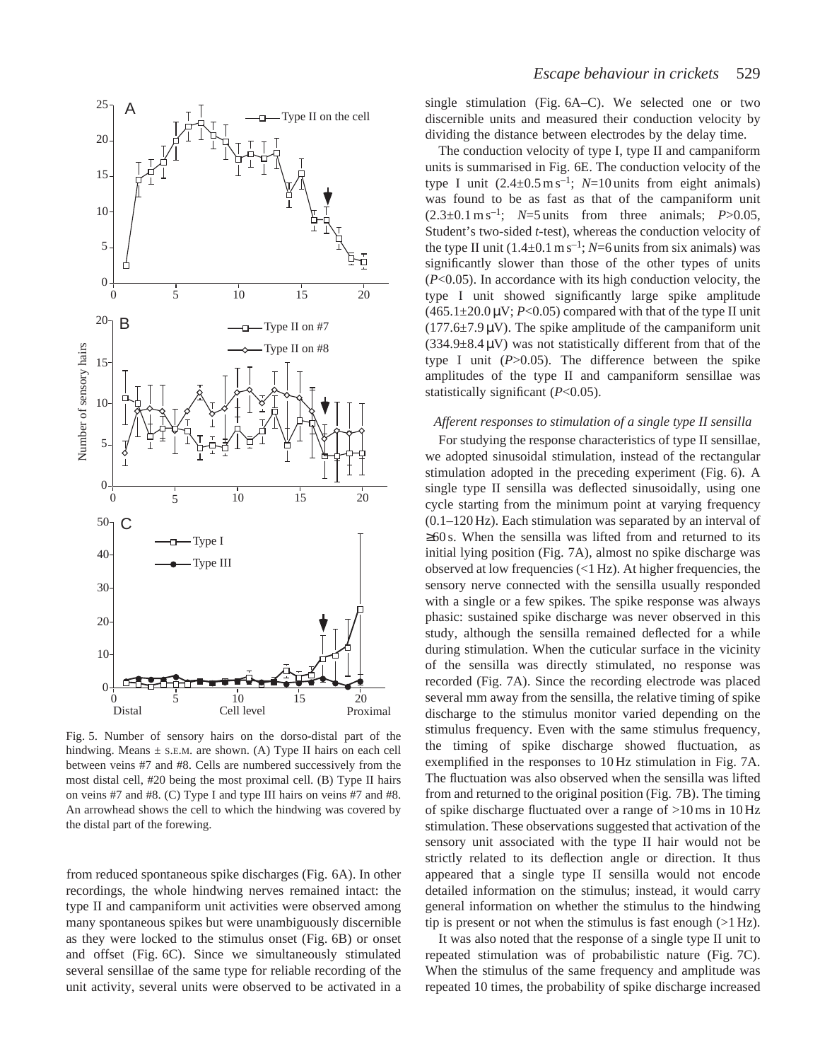Fig. 5. Number of sensory hairs on the dorso-distal part of the hindwing. Means ± S.E.M. are shown. (A) Type II hairs on each cell between veins #7 and #8. Cells are numbered successively from the most distal cell, #20 being the most proximal cell. (B) Type II hairs on veins #7 and #8. (C) Type I and type III hairs on veins #7 and #8. An arrowhead shows the cell to which the hindwing was covered by the distal part of the forewing.

from reduced spontaneous spike discharges (Fig. 6A). In other recordings, the whole hindwing nerves remained intact: the type II and campaniform unit activities were observed among many spontaneous spikes but were unambiguously discernible as they were locked to the stimulus onset (Fig. 6B) or onset and offset (Fig. 6C). Since we simultaneously stimulated several sensillae of the same type for reliable recording of the unit activity, several units were observed to be activated in a single stimulation (Fig. 6A–C). We selected one or two discernible units and measured their conduction velocity by dividing the distance between electrodes by the delay time.

The conduction velocity of type I, type II and campaniform units is summarised in Fig. 6E. The conduction velocity of the type I unit ($2.4\pm0.5\,\mathrm{m\,s^{-1}}$; $N$=10 units from eight animals) was found to be as fast as that of the campaniform unit ($2.3\pm0.1\,\mathrm{m\,s^{-1}}$; $N$=5 units from three animals; $P>0.05$, Student's two-sided *t*-test), whereas the conduction velocity of the type II unit ($1.4\pm0.1\,\mathrm{m\,s^{-1}}$; $N$=6 units from six animals) was significantly slower than those of the other types of units ($P<0.05$). In accordance with its high conduction velocity, the type I unit showed significantly large spike amplitude ($465.1\pm20.0\,\mu\mathrm{V}$; $P<0.05$) compared with that of the type II unit ($177.6\pm7.9\,\mu\mathrm{V}$). The spike amplitude of the campaniform unit ($334.9\pm8.4\,\mu\mathrm{V}$) was not statistically different from that of the type I unit ($P>0.05$). The difference between the spike amplitudes of the type II and campaniform sensillae was statistically significant ($P<0.05$).

### *Afferent responses to stimulation of a single type II sensilla*

For studying the response characteristics of type II sensillae, we adopted sinusoidal stimulation, instead of the rectangular stimulation adopted in the preceding experiment (Fig. 6). A single type II sensilla was deflected sinusoidally, using one cycle starting from the minimum point at varying frequency (0.1–120 Hz). Each stimulation was separated by an interval of ≥60 s. When the sensilla was lifted from and returned to its initial lying position (Fig. 7A), almost no spike discharge was observed at low frequencies (<1 Hz). At higher frequencies, the sensory nerve connected with the sensilla usually responded with a single or a few spikes. The spike response was always phasic: sustained spike discharge was never observed in this study, although the sensilla remained deflected for a while during stimulation. When the cuticular surface in the vicinity of the sensilla was directly stimulated, no response was recorded (Fig. 7A). Since the recording electrode was placed several mm away from the sensilla, the relative timing of spike discharge to the stimulus monitor varied depending on the stimulus frequency. Even with the same stimulus frequency, the timing of spike discharge showed fluctuation, as exemplified in the responses to 10 Hz stimulation in Fig. 7A. The fluctuation was also observed when the sensilla was lifted from and returned to the original position (Fig. 7B). The timing of spike discharge fluctuated over a range of >10 ms in 10 Hz stimulation. These observations suggested that activation of the sensory unit associated with the type II hair would not be strictly related to its deflection angle or direction. It thus appeared that a single type II sensilla would not encode detailed information on the stimulus; instead, it would carry general information on whether the stimulus to the hindwing tip is present or not when the stimulus is fast enough (>1 Hz).

It was also noted that the response of a single type II unit to repeated stimulation was of probabilistic nature (Fig. 7C). When the stimulus of the same frequency and amplitude was repeated 10 times, the probability of spike discharge increased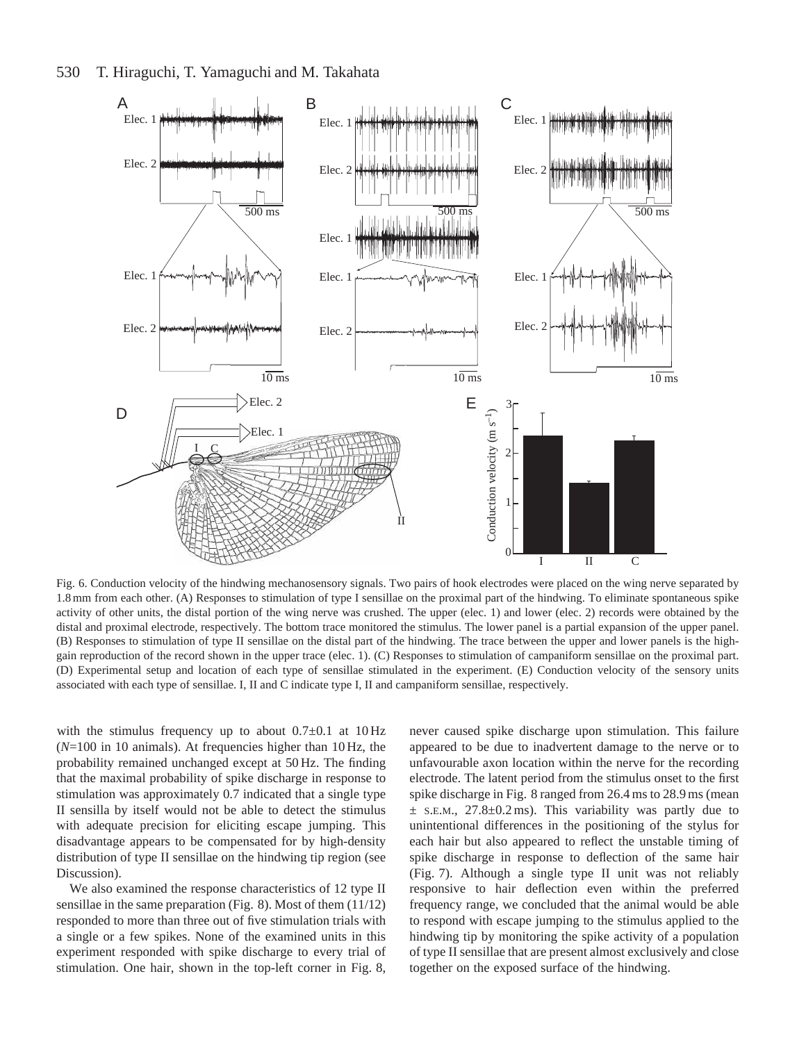Fig. 6. Conduction velocity of the hindwing mechanosensory signals. Two pairs of hook electrodes were placed on the wing nerve separated by 1.8 mm from each other. (A) Responses to stimulation of type I sensillae on the proximal part of the hindwing. To eliminate spontaneous spike activity of other units, the distal portion of the wing nerve was crushed. The upper (elec. 1) and lower (elec. 2) records were obtained by the distal and proximal electrode, respectively. The bottom trace monitored the stimulus. The lower panel is a partial expansion of the upper panel. (B) Responses to stimulation of type II sensillae on the distal part of the hindwing. The trace between the upper and lower panels is the high-gain reproduction of the record shown in the upper trace (elec. 1). (C) Responses to stimulation of campaniform sensillae on the proximal part. (D) Experimental setup and location of each type of sensillae stimulated in the experiment. (E) Conduction velocity of the sensory units associated with each type of sensillae. I, II and C indicate type I, II and campaniform sensillae, respectively.

with the stimulus frequency up to about 0.7±0.1 at 10 Hz (*N*=100 in 10 animals). At frequencies higher than 10 Hz, the probability remained unchanged except at 50 Hz. The finding that the maximal probability of spike discharge in response to stimulation was approximately 0.7 indicated that a single type II sensilla by itself would not be able to detect the stimulus with adequate precision for eliciting escape jumping. This disadvantage appears to be compensated for by high-density distribution of type II sensillae on the hindwing tip region (see Discussion).

We also examined the response characteristics of 12 type II sensillae in the same preparation (Fig. 8). Most of them (11/12) responded to more than three out of five stimulation trials with a single or a few spikes. None of the examined units in this experiment responded with spike discharge to every trial of stimulation. One hair, shown in the top-left corner in Fig. 8, never caused spike discharge upon stimulation. This failure appeared to be due to inadvertent damage to the nerve or to unfavourable axon location within the nerve for the recording electrode. The latent period from the stimulus onset to the first spike discharge in Fig. 8 ranged from 26.4 ms to 28.9 ms (mean ± S.E.M., 27.8±0.2 ms). This variability was partly due to unintentional differences in the positioning of the stylus for each hair but also appeared to reflect the unstable timing of spike discharge in response to deflection of the same hair (Fig. 7). Although a single type II unit was not reliably responsive to hair deflection even within the preferred frequency range, we concluded that the animal would be able to respond with escape jumping to the stimulus applied to the hindwing tip by monitoring the spike activity of a population of type II sensillae that are present almost exclusively and close together on the exposed surface of the hindwing.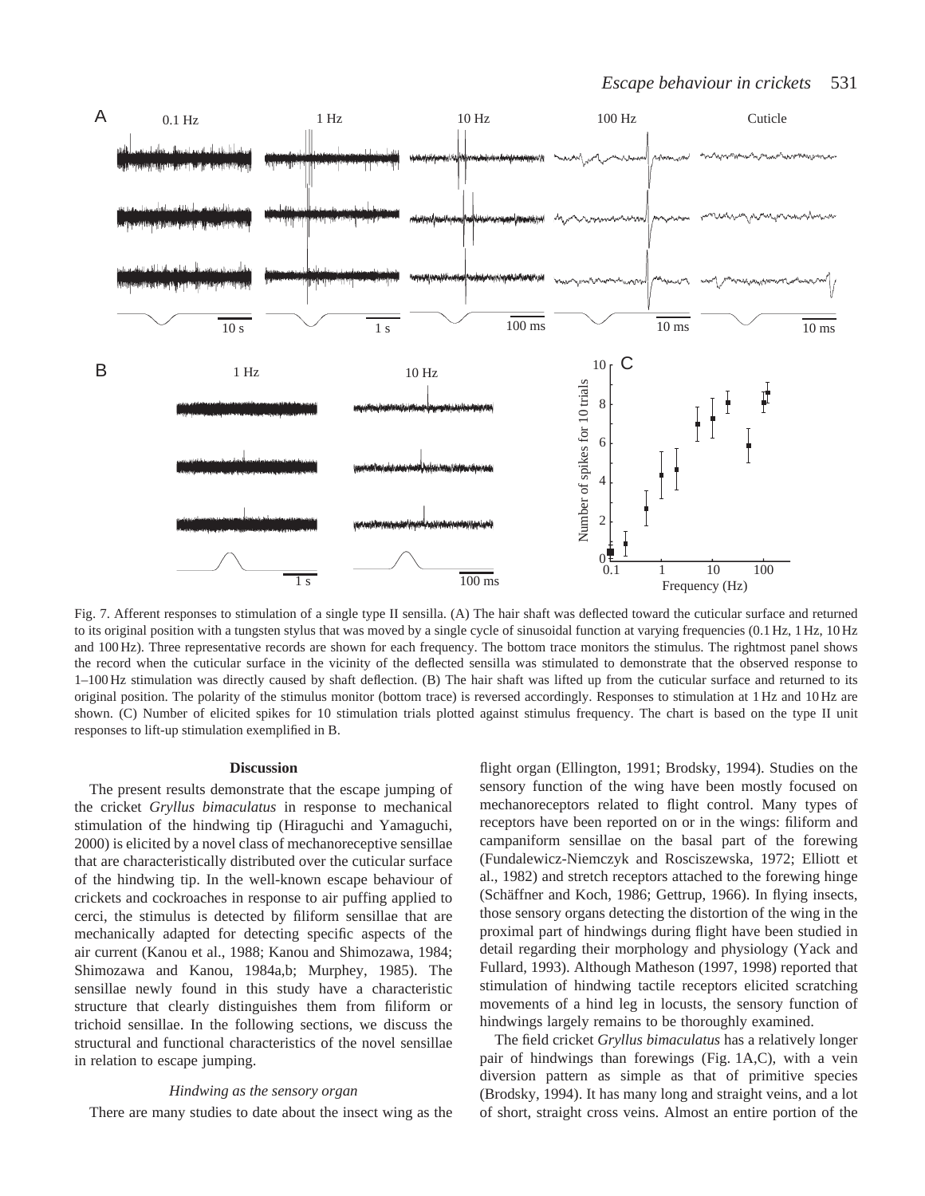Fig. 7. Afferent responses to stimulation of a single type II sensilla. (A) The hair shaft was deflected toward the cuticular surface and returned to its original position with a tungsten stylus that was moved by a single cycle of sinusoidal function at varying frequencies (0.1 Hz, 1 Hz, 10 Hz and 100 Hz). Three representative records are shown for each frequency. The bottom trace monitors the stimulus. The rightmost panel shows the record when the cuticular surface in the vicinity of the deflected sensilla was stimulated to demonstrate that the observed response to 1–100 Hz stimulation was directly caused by shaft deflection. (B) The hair shaft was lifted up from the cuticular surface and returned to its original position. The polarity of the stimulus monitor (bottom trace) is reversed accordingly. Responses to stimulation at 1 Hz and 10 Hz are shown. (C) Number of elicited spikes for 10 stimulation trials plotted against stimulus frequency. The chart is based on the type II unit responses to lift-up stimulation exemplified in B.

## Discussion

The present results demonstrate that the escape jumping of the cricket *Gryllus bimaculatus* in response to mechanical stimulation of the hindwing tip (Hiraguchi and Yamaguchi, 2000) is elicited by a novel class of mechanoreceptive sensillae that are characteristically distributed over the cuticular surface of the hindwing tip. In the well-known escape behaviour of crickets and cockroaches in response to air puffing applied to cerci, the stimulus is detected by filiform sensillae that are mechanically adapted for detecting specific aspects of the air current (Kanou et al., 1988; Kanou and Shimozawa, 1984; Shimozawa and Kanou, 1984a,b; Murphey, 1985). The sensillae newly found in this study have a characteristic structure that clearly distinguishes them from filiform or trichoid sensillae. In the following sections, we discuss the structural and functional characteristics of the novel sensillae in relation to escape jumping.

### *Hindwing as the sensory organ*

There are many studies to date about the insect wing as the flight organ (Ellington, 1991; Brodsky, 1994). Studies on the sensory function of the wing have been mostly focused on mechanoreceptors related to flight control. Many types of receptors have been reported on or in the wings: filiform and campaniform sensillae on the basal part of the forewing (Fundalewicz-Niemczyk and Rosciszewska, 1972; Elliott et al., 1982) and stretch receptors attached to the forewing hinge (Schäffner and Koch, 1986; Gettrup, 1966). In flying insects, those sensory organs detecting the distortion of the wing in the proximal part of hindwings during flight have been studied in detail regarding their morphology and physiology (Yack and Fullard, 1993). Although Matheson (1997, 1998) reported that stimulation of hindwing tactile receptors elicited scratching movements of a hind leg in locusts, the sensory function of hindwings largely remains to be thoroughly examined.

The field cricket *Gryllus bimaculatus* has a relatively longer pair of hindwings than forewings (Fig. 1A,C), with a vein diversion pattern as simple as that of primitive species (Brodsky, 1994). It has many long and straight veins, and a lot of short, straight cross veins. Almost an entire portion of the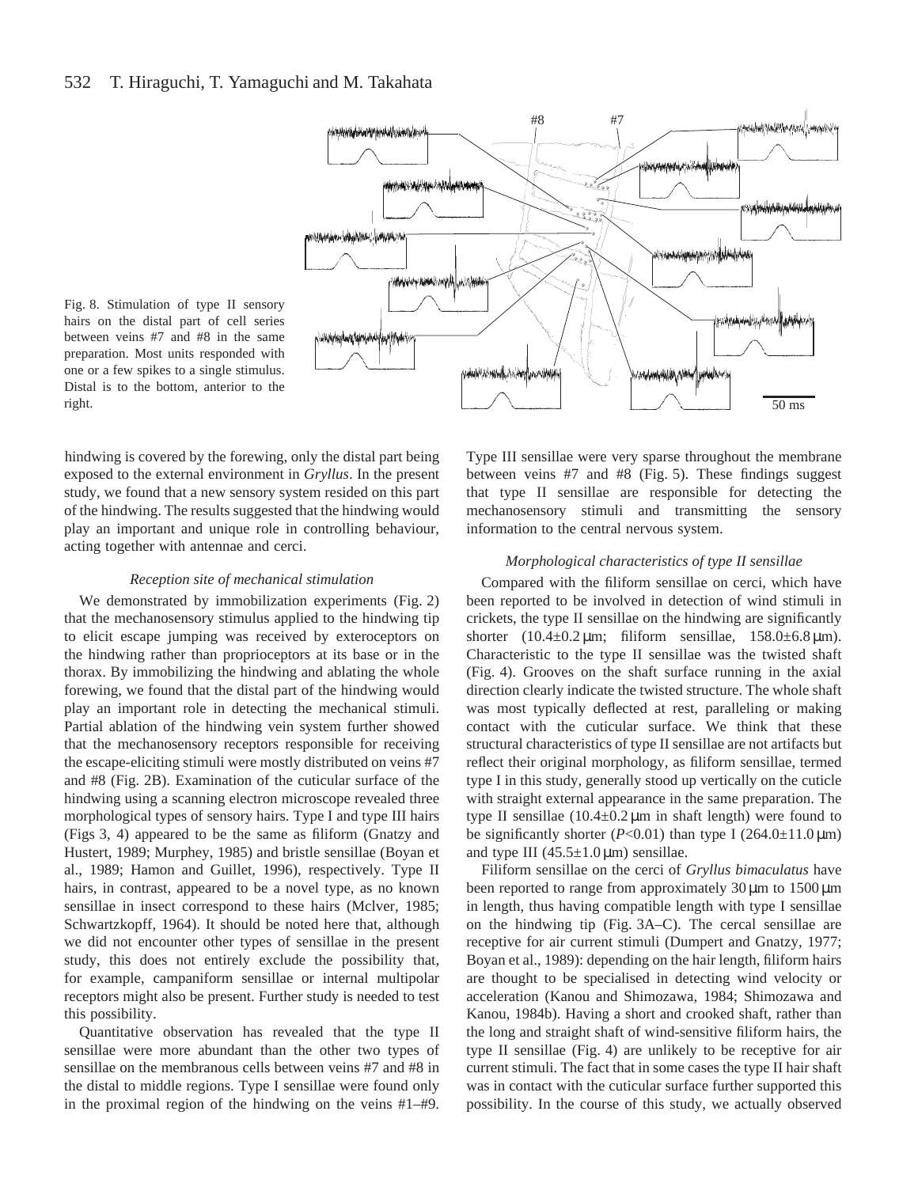Fig. 8. Stimulation of type II sensory hairs on the distal part of cell series between veins #7 and #8 in the same preparation. Most units responded with one or a few spikes to a single stimulus. Distal is to the bottom, anterior to the right.

hindwing is covered by the forewing, only the distal part being exposed to the external environment in *Gryllus*. In the present study, we found that a new sensory system resided on this part of the hindwing. The results suggested that the hindwing would play an important and unique role in controlling behaviour, acting together with antennae and cerci.

### *Reception site of mechanical stimulation*

We demonstrated by immobilization experiments (Fig. 2) that the mechanosensory stimulus applied to the hindwing tip to elicit escape jumping was received by exteroceptors on the hindwing rather than proprioceptors at its base or in the thorax. By immobilizing the hindwing and ablating the whole forewing, we found that the distal part of the hindwing would play an important role in detecting the mechanical stimuli. Partial ablation of the hindwing vein system further showed that the mechanosensory receptors responsible for receiving the escape-eliciting stimuli were mostly distributed on veins #7 and #8 (Fig. 2B). Examination of the cuticular surface of the hindwing using a scanning electron microscope revealed three morphological types of sensory hairs. Type I and type III hairs (Figs 3, 4) appeared to be the same as filiform (Gnatzy and Hustert, 1989; Murphey, 1985) and bristle sensillae (Boyan et al., 1989; Hamon and Guillet, 1996), respectively. Type II hairs, in contrast, appeared to be a novel type, as no known sensillae in insect correspond to these hairs (McIver, 1985; Schwartzkopff, 1964). It should be noted here that, although we did not encounter other types of sensillae in the present study, this does not entirely exclude the possibility that, for example, campaniform sensillae or internal multipolar receptors might also be present. Further study is needed to test this possibility.

Quantitative observation has revealed that the type II sensillae were more abundant than the other two types of sensillae on the membranous cells between veins #7 and #8 in the distal to middle regions. Type I sensillae were found only in the proximal region of the hindwing on the veins #1–#9. Type III sensillae were very sparse throughout the membrane between veins #7 and #8 (Fig. 5). These findings suggest that type II sensillae are responsible for detecting the mechanosensory stimuli and transmitting the sensory information to the central nervous system.

### *Morphological characteristics of type II sensillae*

Compared with the filiform sensillae on cerci, which have been reported to be involved in detection of wind stimuli in crickets, the type II sensillae on the hindwing are significantly shorter ($10.4\pm0.2\,\mu$m; filiform sensillae, $158.0\pm6.8\,\mu$m). Characteristic to the type II sensillae was the twisted shaft (Fig. 4). Grooves on the shaft surface running in the axial direction clearly indicate the twisted structure. The whole shaft was most typically deflected at rest, paralleling or making contact with the cuticular surface. We think that these structural characteristics of type II sensillae are not artifacts but reflect their original morphology, as filiform sensillae, termed type I in this study, generally stood up vertically on the cuticle with straight external appearance in the same preparation. The type II sensillae ($10.4\pm0.2\,\mu$m in shaft length) were found to be significantly shorter ($P<0.01$) than type I ($264.0\pm11.0\,\mu$m) and type III ($45.5\pm1.0\,\mu$m) sensillae.

Filiform sensillae on the cerci of *Gryllus bimaculatus* have been reported to range from approximately $30\,\mu$m to $1500\,\mu$m in length, thus having compatible length with type I sensillae on the hindwing tip (Fig. 3A–C). The cercal sensillae are receptive for air current stimuli (Dumpert and Gnatzy, 1977; Boyan et al., 1989): depending on the hair length, filiform hairs are thought to be specialised in detecting wind velocity or acceleration (Kanou and Shimozawa, 1984; Shimozawa and Kanou, 1984b). Having a short and crooked shaft, rather than the long and straight shaft of wind-sensitive filiform hairs, the type II sensillae (Fig. 4) are unlikely to be receptive for air current stimuli. The fact that in some cases the type II hair shaft was in contact with the cuticular surface further supported this possibility. In the course of this study, we actually observed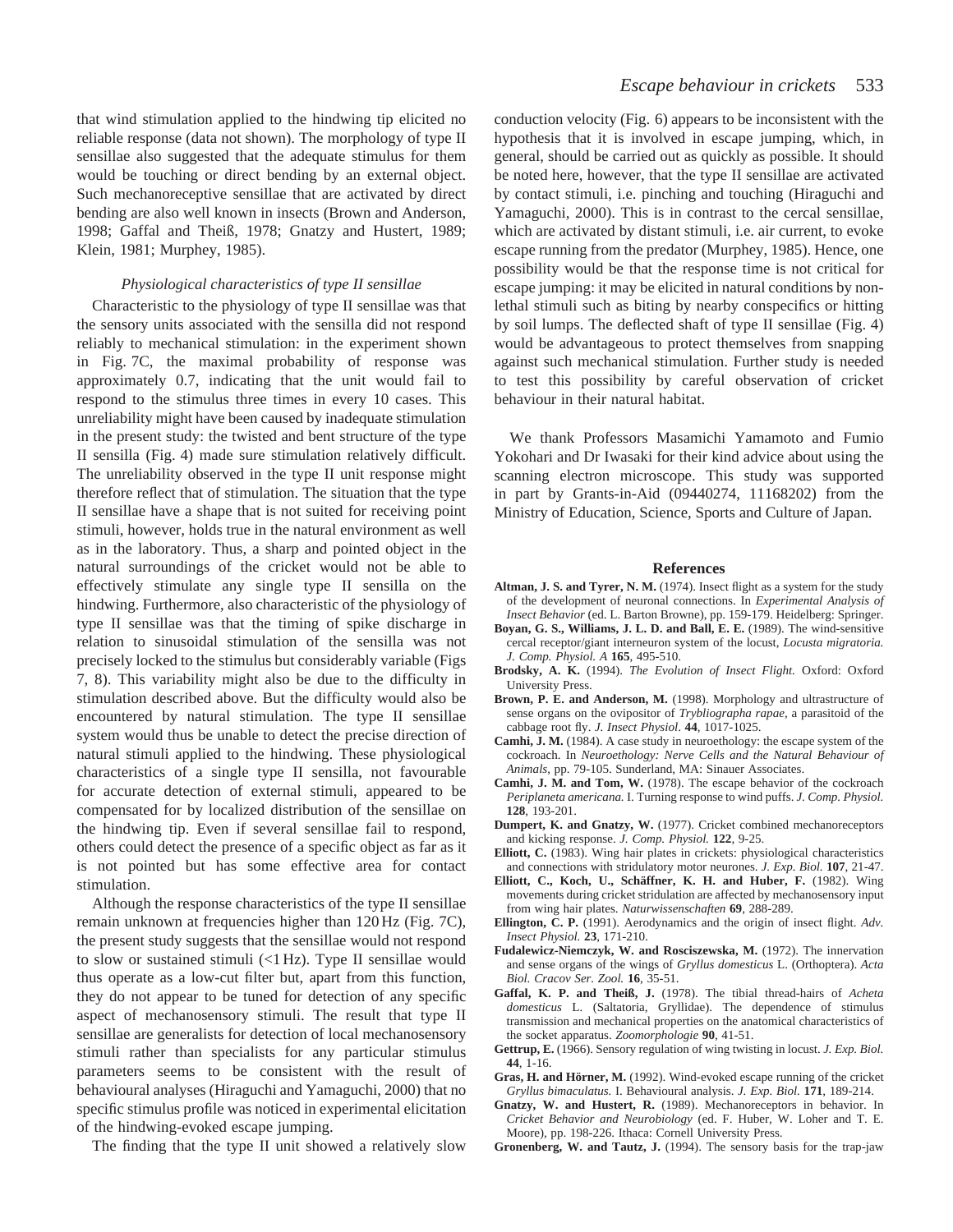that wind stimulation applied to the hindwing tip elicited no reliable response (data not shown). The morphology of type II sensillae also suggested that the adequate stimulus for them would be touching or direct bending by an external object. Such mechanoreceptive sensillae that are activated by direct bending are also well known in insects (Brown and Anderson, 1998; Gaffal and Theiß, 1978; Gnatzy and Hustert, 1989; Klein, 1981; Murphey, 1985).

### *Physiological characteristics of type II sensillae*

Characteristic to the physiology of type II sensillae was that the sensory units associated with the sensilla did not respond reliably to mechanical stimulation: in the experiment shown in Fig. 7C, the maximal probability of response was approximately 0.7, indicating that the unit would fail to respond to the stimulus three times in every 10 cases. This unreliability might have been caused by inadequate stimulation in the present study: the twisted and bent structure of the type II sensilla (Fig. 4) made sure stimulation relatively difficult. The unreliability observed in the type II unit response might therefore reflect that of stimulation. The situation that the type II sensillae have a shape that is not suited for receiving point stimuli, however, holds true in the natural environment as well as in the laboratory. Thus, a sharp and pointed object in the natural surroundings of the cricket would not be able to effectively stimulate any single type II sensilla on the hindwing. Furthermore, also characteristic of the physiology of type II sensillae was that the timing of spike discharge in relation to sinusoidal stimulation of the sensilla was not precisely locked to the stimulus but considerably variable (Figs 7, 8). This variability might also be due to the difficulty in stimulation described above. But the difficulty would also be encountered by natural stimulation. The type II sensillae system would thus be unable to detect the precise direction of natural stimuli applied to the hindwing. These physiological characteristics of a single type II sensilla, not favourable for accurate detection of external stimuli, appeared to be compensated for by localized distribution of the sensillae on the hindwing tip. Even if several sensillae fail to respond, others could detect the presence of a specific object as far as it is not pointed but has some effective area for contact stimulation.

Although the response characteristics of the type II sensillae remain unknown at frequencies higher than 120 Hz (Fig. 7C), the present study suggests that the sensillae would not respond to slow or sustained stimuli (<1 Hz). Type II sensillae would thus operate as a low-cut filter but, apart from this function, they do not appear to be tuned for detection of any specific aspect of mechanosensory stimuli. The result that type II sensillae are generalists for detection of local mechanosensory stimuli rather than specialists for any particular stimulus parameters seems to be consistent with the result of behavioural analyses (Hiraguchi and Yamaguchi, 2000) that no specific stimulus profile was noticed in experimental elicitation of the hindwing-evoked escape jumping.

The finding that the type II unit showed a relatively slow conduction velocity (Fig. 6) appears to be inconsistent with the hypothesis that it is involved in escape jumping, which, in general, should be carried out as quickly as possible. It should be noted here, however, that the type II sensillae are activated by contact stimuli, i.e. pinching and touching (Hiraguchi and Yamaguchi, 2000). This is in contrast to the cercal sensillae, which are activated by distant stimuli, i.e. air current, to evoke escape running from the predator (Murphey, 1985). Hence, one possibility would be that the response time is not critical for escape jumping: it may be elicited in natural conditions by non-lethal stimuli such as biting by nearby conspecifics or hitting by soil lumps. The deflected shaft of type II sensillae (Fig. 4) would be advantageous to protect themselves from snapping against such mechanical stimulation. Further study is needed to test this possibility by careful observation of cricket behaviour in their natural habitat.

We thank Professors Masamichi Yamamoto and Fumio Yokohari and Dr Iwasaki for their kind advice about using the scanning electron microscope. This study was supported in part by Grants-in-Aid (09440274, 11168202) from the Ministry of Education, Science, Sports and Culture of Japan.

## References

**Altman, J. S. and Tyrer, N. M.** (1974). Insect flight as a system for the study of the development of neuronal connections. In *Experimental Analysis of Insect Behavior* (ed. L. Barton Browne), pp. 159-179. Heidelberg: Springer.

**Boyan, G. S., Williams, J. L. D. and Ball, E. E.** (1989). The wind-sensitive cercal receptor/giant interneuron system of the locust, *Locusta migratoria*. *J. Comp. Physiol. A* **165**, 495-510.

**Brodsky, A. K.** (1994). *The Evolution of Insect Flight.* Oxford: Oxford University Press.

**Brown, P. E. and Anderson, M.** (1998). Morphology and ultrastructure of sense organs on the ovipositor of *Trybliographa rapae*, a parasitoid of the cabbage root fly. *J. Insect Physiol.* **44**, 1017-1025.

**Camhi, J. M.** (1984). A case study in neuroethology: the escape system of the cockroach. In *Neuroethology: Nerve Cells and the Natural Behaviour of Animals*, pp. 79-105. Sunderland, MA: Sinauer Associates.

**Camhi, J. M. and Tom, W.** (1978). The escape behavior of the cockroach *Periplaneta americana*. I. Turning response to wind puffs. *J. Comp. Physiol.* **128**, 193-201.

**Dumpert, K. and Gnatzy, W.** (1977). Cricket combined mechanoreceptors and kicking response. *J. Comp. Physiol.* **122**, 9-25.

**Elliott, C.** (1983). Wing hair plates in crickets: physiological characteristics and connections with stridulatory motor neurones. *J. Exp. Biol.* **107**, 21-47.

**Elliott, C., Koch, U., Schäffner, K. H. and Huber, F.** (1982). Wing movements during cricket stridulation are affected by mechanosensory input from wing hair plates. *Naturwissenschaften* **69**, 288-289.

**Ellington, C. P.** (1991). Aerodynamics and the origin of insect flight. *Adv. Insect Physiol.* **23**, 171-210.

**Fudalewicz-Niemczyk, W. and Rosciszewska, M.** (1972). The innervation and sense organs of the wings of *Gryllus domesticus* L. (Orthoptera). *Acta Biol. Cracov Ser. Zool.* **16**, 35-51.

**Gaffal, K. P. and Theiß, J.** (1978). The tibial thread-hairs of *Acheta domesticus* L. (Saltatoria, Gryllidae). The dependence of stimulus transmission and mechanical properties on the anatomical characteristics of the socket apparatus. *Zoomorphologie* **90**, 41-51.

**Gettrup, E.** (1966). Sensory regulation of wing twisting in locust. *J. Exp. Biol.* **44**, 1-16.

**Gras, H. and Hörner, M.** (1992). Wind-evoked escape running of the cricket *Gryllus bimaculatus*. I. Behavioural analysis. *J. Exp. Biol.* **171**, 189-214.

**Gnatzy, W. and Hustert, R.** (1989). Mechanoreceptors in behavior. In *Cricket Behavior and Neurobiology* (ed. F. Huber, W. Loher and T. E. Moore), pp. 198-226. Ithaca: Cornell University Press.

**Gronenberg, W. and Tautz, J.** (1994). The sensory basis for the trap-jaw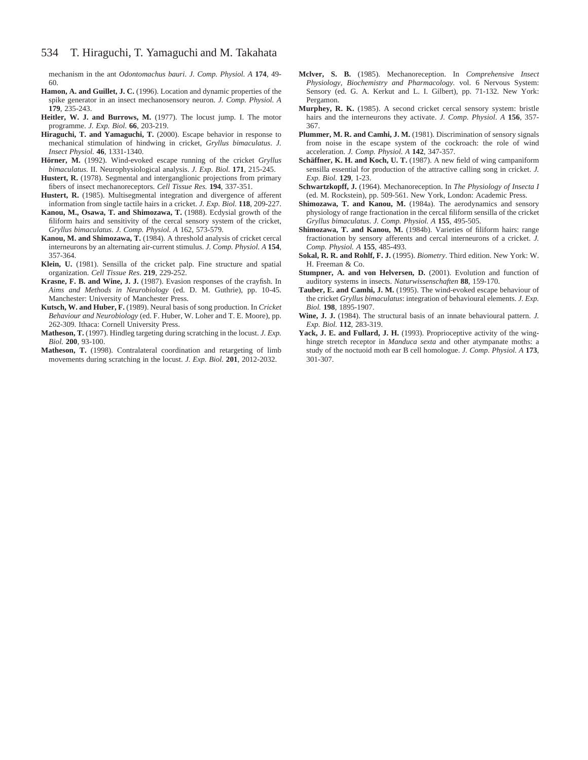mechanism in the ant *Odontomachus bauri*. *J. Comp. Physiol. A* **174**, 49-60.

**Hamon, A. and Guillet, J. C.** (1996). Location and dynamic properties of the spike generator in an insect mechanosensory neuron. *J. Comp. Physiol. A* **179**, 235-243.

**Heitler, W. J. and Burrows, M.** (1977). The locust jump. I. The motor programme. *J. Exp. Biol.* **66**, 203-219.

**Hiraguchi, T. and Yamaguchi, T.** (2000). Escape behavior in response to mechanical stimulation of hindwing in cricket, *Gryllus bimaculatus*. *J. Insect Physiol.* **46**, 1331-1340.

**Hörner, M.** (1992). Wind-evoked escape running of the cricket *Gryllus bimaculatus*. II. Neurophysiological analysis. *J. Exp. Biol.* **171**, 215-245.

**Hustert, R.** (1978). Segmental and interganglionic projections from primary fibers of insect mechanoreceptors. *Cell Tissue Res.* **194**, 337-351.

**Hustert, R.** (1985). Multisegmental integration and divergence of afferent information from single tactile hairs in a cricket. *J. Exp. Biol.* **118**, 209-227.

**Kanou, M., Osawa, T. and Shimozawa, T.** (1988). Ecdysial growth of the filiform hairs and sensitivity of the cercal sensory system of the cricket, *Gryllus bimaculatus*. *J. Comp. Physiol. A* 162, 573-579.

**Kanou, M. and Shimozawa, T.** (1984). A threshold analysis of cricket cercal interneurons by an alternating air-current stimulus. *J. Comp. Physiol. A* **154**, 357-364.

**Klein, U.** (1981). Sensilla of the cricket palp. Fine structure and spatial organization. *Cell Tissue Res.* **219**, 229-252.

**Krasne, F. B. and Wine, J. J.** (1987). Evasion responses of the crayfish. In *Aims and Methods in Neurobiology* (ed. D. M. Guthrie), pp. 10-45. Manchester: University of Manchester Press.

**Kutsch, W. and Huber, F.** (1989). Neural basis of song production. In *Cricket Behaviour and Neurobiology* (ed. F. Huber, W. Loher and T. E. Moore), pp. 262-309. Ithaca: Cornell University Press.

**Matheson, T.** (1997). Hindleg targeting during scratching in the locust. *J. Exp. Biol.* **200**, 93-100.

**Matheson, T.** (1998). Contralateral coordination and retargeting of limb movements during scratching in the locust. *J. Exp. Biol.* **201**, 2012-2032.

**McIver, S. B.** (1985). Mechanoreception. In *Comprehensive Insect Physiology, Biochemistry and Pharmacology*. vol. 6 Nervous System: Sensory (ed. G. A. Kerkut and L. I. Gilbert), pp. 71-132. New York: Pergamon.

**Murphey, R. K.** (1985). A second cricket cercal sensory system: bristle hairs and the interneurons they activate. *J. Comp. Physiol. A* **156**, 357-367.

**Plummer, M. R. and Camhi, J. M.** (1981). Discrimination of sensory signals from noise in the escape system of the cockroach: the role of wind acceleration. *J. Comp. Physiol. A* **142**, 347-357.

**Schäffner, K. H. and Koch, U. T.** (1987). A new field of wing campaniform sensilla essential for production of the attractive calling song in cricket. *J. Exp. Biol.* **129**, 1-23.

**Schwartzkopff, J.** (1964). Mechanoreception. In *The Physiology of Insecta I* (ed. M. Rockstein), pp. 509-561. New York, London: Academic Press.

**Shimozawa, T. and Kanou, M.** (1984a). The aerodynamics and sensory physiology of range fractionation in the cercal filiform sensilla of the cricket *Gryllus bimaculatus*. *J. Comp. Physiol. A* **155**, 495-505.

**Shimozawa, T. and Kanou, M.** (1984b). Varieties of filiform hairs: range fractionation by sensory afferents and cercal interneurons of a cricket. *J. Comp. Physiol. A* **155**, 485-493.

**Sokal, R. R. and Rohlf, F. J.** (1995). *Biometry*. Third edition. New York: W. H. Freeman & Co.

**Stumpner, A. and von Helversen, D.** (2001). Evolution and function of auditory systems in insects. *Naturwissenschaften* **88**, 159-170.

**Tauber, E. and Camhi, J. M.** (1995). The wind-evoked escape behaviour of the cricket *Gryllus bimaculatus*: integration of behavioural elements. *J. Exp. Biol.* **198**, 1895-1907.

**Wine, J. J.** (1984). The structural basis of an innate behavioural pattern. *J. Exp. Biol.* **112**, 283-319.

**Yack, J. E. and Fullard, J. H.** (1993). Proprioceptive activity of the wing-hinge stretch receptor in *Manduca sexta* and other atympanate moths: a study of the noctuoid moth ear B cell homologue. *J. Comp. Physiol. A* **173**, 301-307.